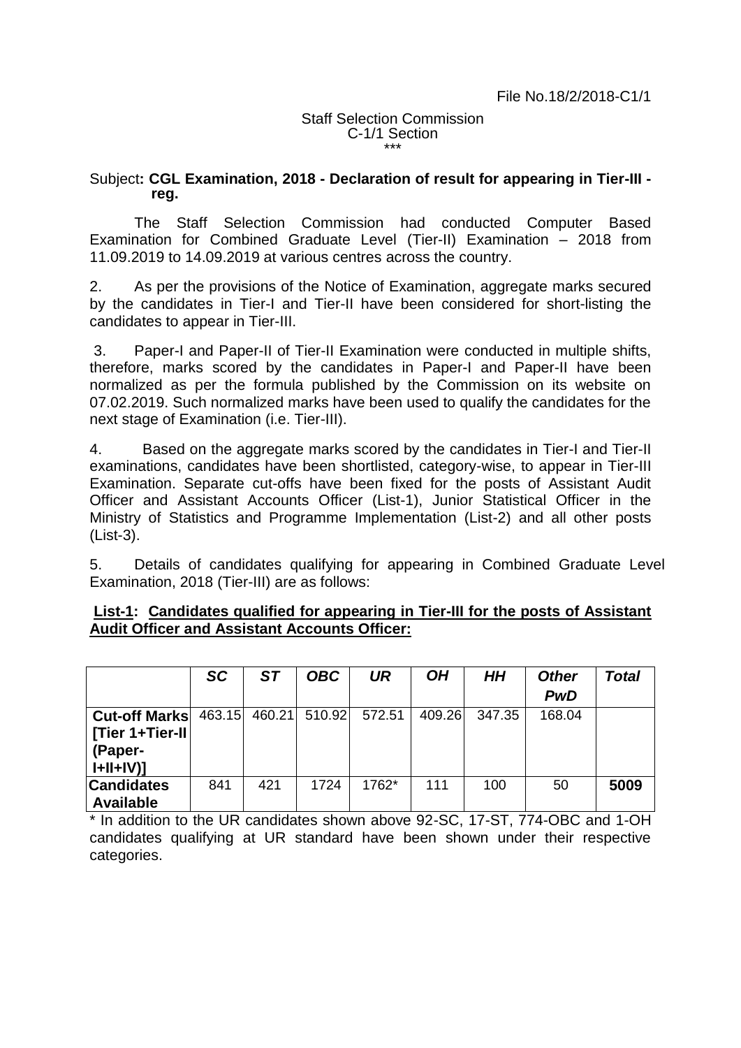File No.18/2/2018-C1/1

Staff Selection Commission
C-1/1 Section
\*\*\*

Subject: **CGL Examination, 2018 - Declaration of result for appearing in Tier-III - reg.**

The Staff Selection Commission had conducted Computer Based Examination for Combined Graduate Level (Tier-II) Examination – 2018 from 11.09.2019 to 14.09.2019 at various centres across the country.

2. As per the provisions of the Notice of Examination, aggregate marks secured by the candidates in Tier-I and Tier-II have been considered for short-listing the candidates to appear in Tier-III.

3. Paper-I and Paper-II of Tier-II Examination were conducted in multiple shifts, therefore, marks scored by the candidates in Paper-I and Paper-II have been normalized as per the formula published by the Commission on its website on 07.02.2019. Such normalized marks have been used to qualify the candidates for the next stage of Examination (i.e. Tier-III).

4. Based on the aggregate marks scored by the candidates in Tier-I and Tier-II examinations, candidates have been shortlisted, category-wise, to appear in Tier-III Examination. Separate cut-offs have been fixed for the posts of Assistant Audit Officer and Assistant Accounts Officer (List-1), Junior Statistical Officer in the Ministry of Statistics and Programme Implementation (List-2) and all other posts (List-3).

5. Details of candidates qualifying for appearing in Combined Graduate Level Examination, 2018 (Tier-III) are as follows:

**List-1: Candidates qualified for appearing in Tier-III for the posts of Assistant Audit Officer and Assistant Accounts Officer:**

| | ***SC*** | ***ST*** | ***OBC*** | ***UR*** | ***OH*** | ***HH*** | ***Other PwD*** | ***Total*** |
|---|---|---|---|---|---|---|---|---|
| **Cut-off Marks [Tier 1+Tier-II (Paper-I+II+IV)]** | 463.15 | 460.21 | 510.92 | 572.51 | 409.26 | 347.35 | 168.04 | |
| **Candidates Available** | 841 | 421 | 1724 | 1762* | 111 | 100 | 50 | **5009** |

\* In addition to the UR candidates shown above 92-SC, 17-ST, 774-OBC and 1-OH candidates qualifying at UR standard have been shown under their respective categories.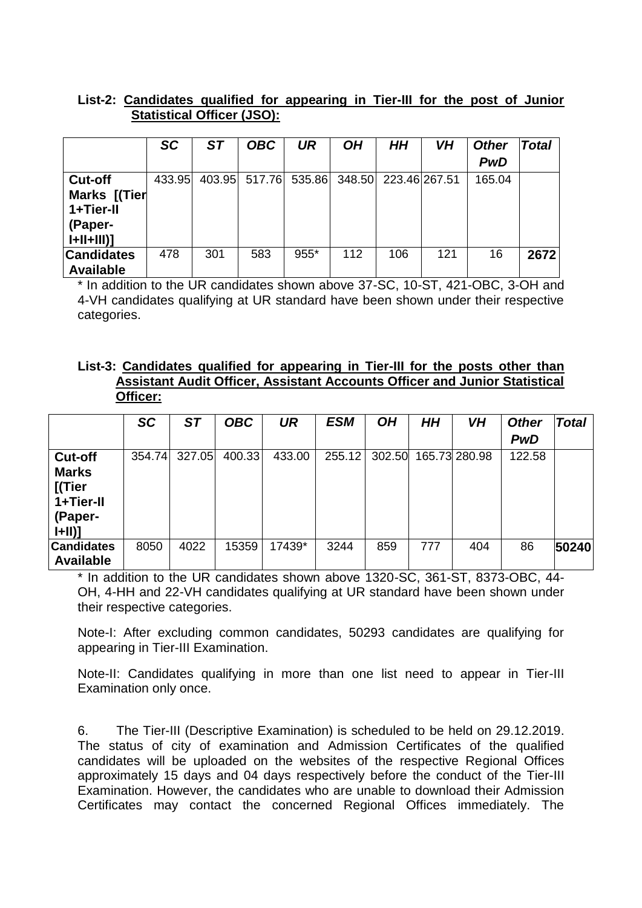**List-2: Candidates qualified for appearing in Tier-III for the post of Junior Statistical Officer (JSO):**

| | SC | ST | OBC | UR | OH | HH | VH | Other PwD | Total |
|---|---|---|---|---|---|---|---|---|---|
| **Cut-off Marks [(Tier 1+Tier-II (Paper-I+II+III)]** | 433.95 | 403.95 | 517.76 | 535.86 | 348.50 | 223.46 | 267.51 | 165.04 | |
| **Candidates Available** | 478 | 301 | 583 | 955* | 112 | 106 | 121 | 16 | **2672** |

\* In addition to the UR candidates shown above 37-SC, 10-ST, 421-OBC, 3-OH and 4-VH candidates qualifying at UR standard have been shown under their respective categories.

**List-3: Candidates qualified for appearing in Tier-III for the posts other than Assistant Audit Officer, Assistant Accounts Officer and Junior Statistical Officer:**

| | SC | ST | OBC | UR | ESM | OH | HH | VH | Other PwD | Total |
|---|---|---|---|---|---|---|---|---|---|---|
| **Cut-off Marks [(Tier 1+Tier-II (Paper-I+II)]** | 354.74 | 327.05 | 400.33 | 433.00 | 255.12 | 302.50 | 165.73 | 280.98 | 122.58 | |
| **Candidates Available** | 8050 | 4022 | 15359 | 17439* | 3244 | 859 | 777 | 404 | 86 | **50240** |

\* In addition to the UR candidates shown above 1320-SC, 361-ST, 8373-OBC, 44-OH, 4-HH and 22-VH candidates qualifying at UR standard have been shown under their respective categories.

Note-I: After excluding common candidates, 50293 candidates are qualifying for appearing in Tier-III Examination.

Note-II: Candidates qualifying in more than one list need to appear in Tier-III Examination only once.

6. The Tier-III (Descriptive Examination) is scheduled to be held on 29.12.2019. The status of city of examination and Admission Certificates of the qualified candidates will be uploaded on the websites of the respective Regional Offices approximately 15 days and 04 days respectively before the conduct of the Tier-III Examination. However, the candidates who are unable to download their Admission Certificates may contact the concerned Regional Offices immediately. The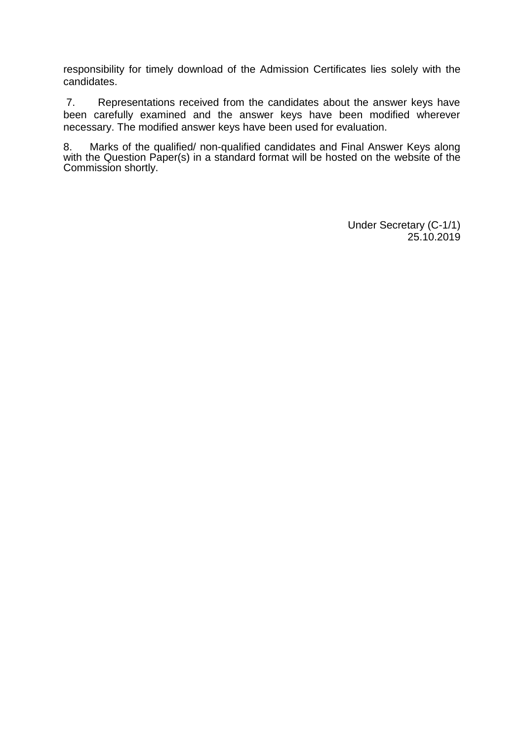responsibility for timely download of the Admission Certificates lies solely with the candidates.

7. Representations received from the candidates about the answer keys have been carefully examined and the answer keys have been modified wherever necessary. The modified answer keys have been used for evaluation.

8. Marks of the qualified/ non-qualified candidates and Final Answer Keys along with the Question Paper(s) in a standard format will be hosted on the website of the Commission shortly.

Under Secretary (C-1/1)
25.10.2019